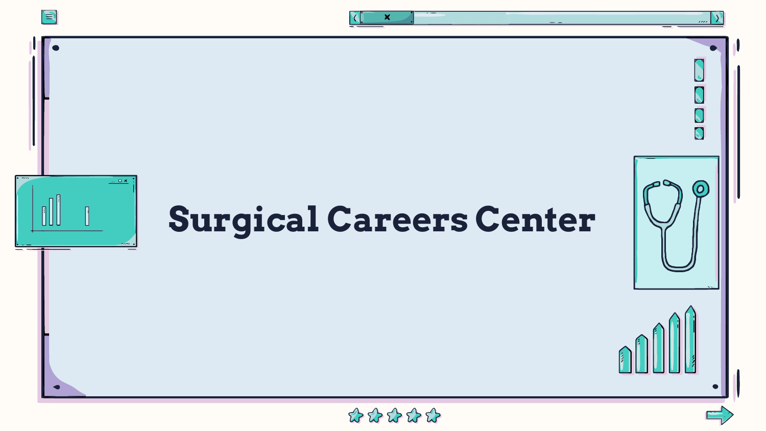# Surgical Careers Center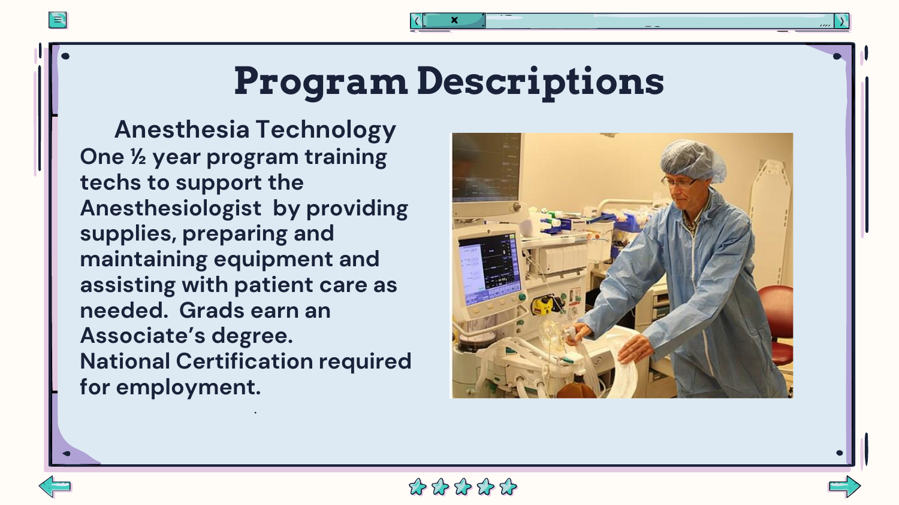# Program Descriptions

## Anesthesia Technology

One ½ year program training techs to support the Anesthesiologist by providing supplies, preparing and maintaining equipment and assisting with patient care as needed. Grads earn an Associate's degree.

National Certification required for employment.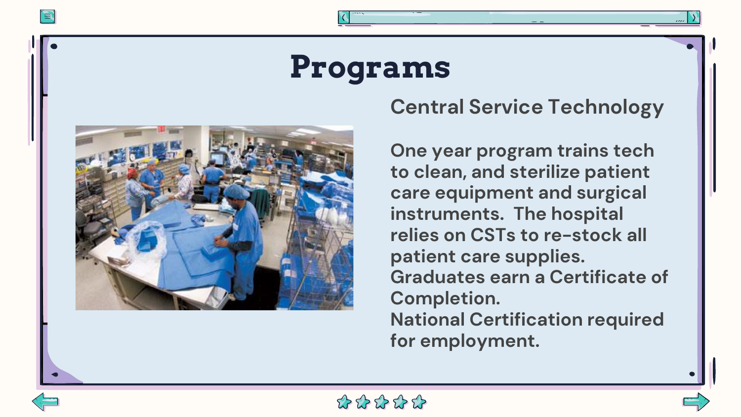# Programs

## Central Service Technology

One year program trains tech to clean, and sterilize patient care equipment and surgical instruments. The hospital relies on CSTs to re-stock all patient care supplies.
Graduates earn a Certificate of Completion.
National Certification required for employment.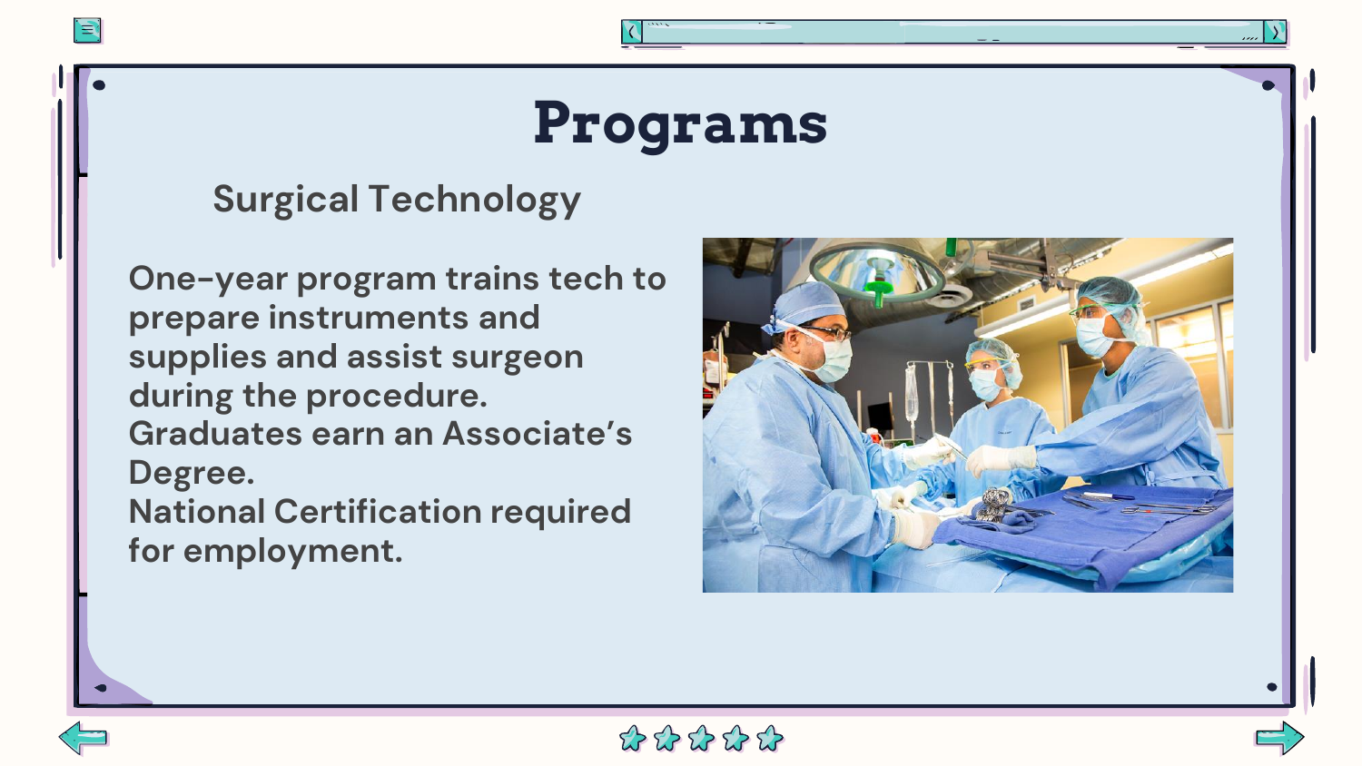# Programs

## Surgical Technology

One-year program trains tech to prepare instruments and supplies and assist surgeon during the procedure.
Graduates earn an Associate's Degree.
National Certification required for employment.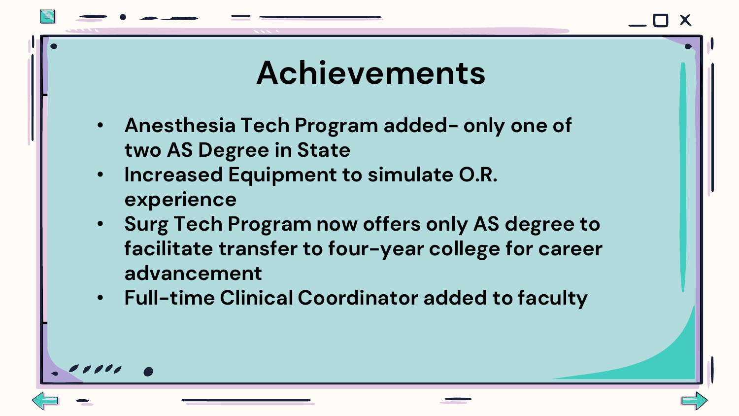# Achievements

- Anesthesia Tech Program added- only one of two AS Degree in State
- Increased Equipment to simulate O.R. experience
- Surg Tech Program now offers only AS degree to facilitate transfer to four-year college for career advancement
- Full-time Clinical Coordinator added to faculty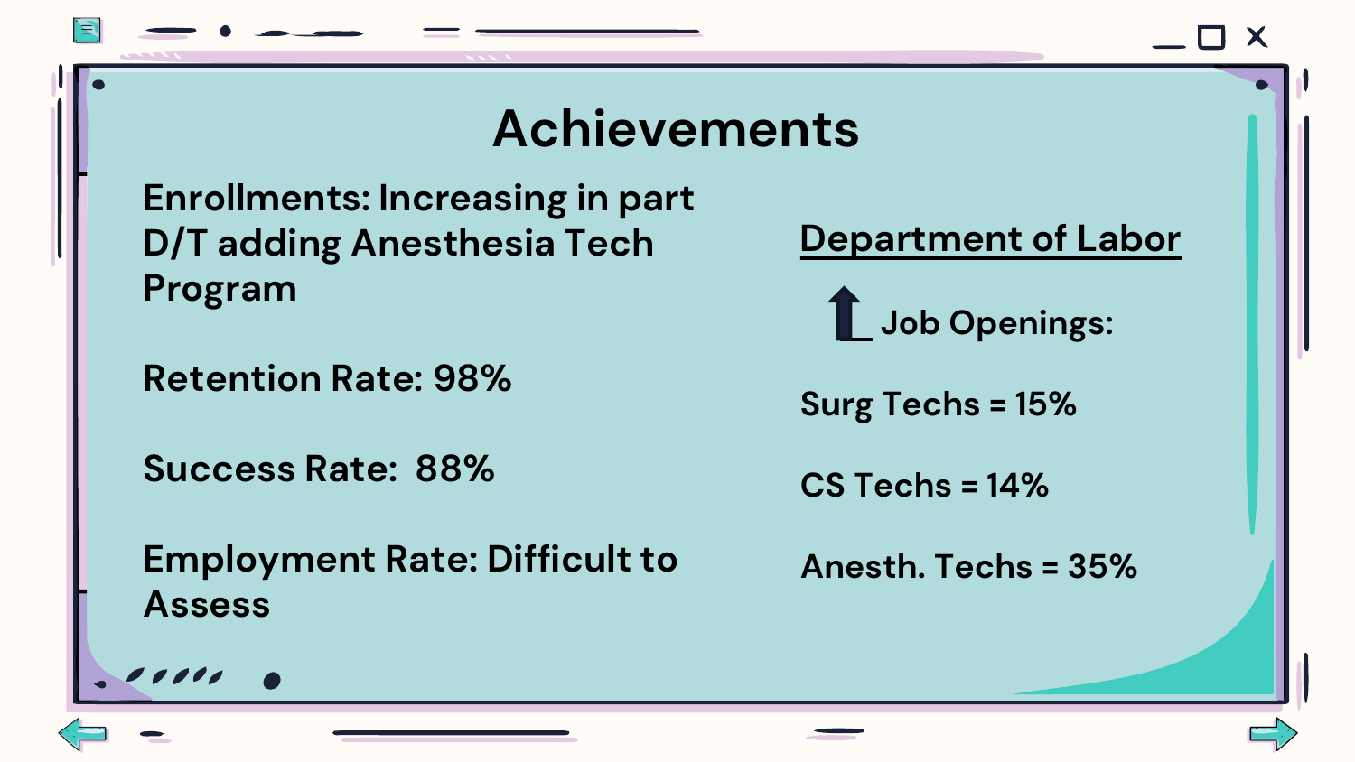# Achievements

Enrollments: Increasing in part D/T adding Anesthesia Tech Program

Retention Rate: 98%

Success Rate: 88%

Employment Rate: Difficult to Assess

## Department of Labor

↑ Job Openings:

Surg Techs = 15%

CS Techs = 14%

Anesth. Techs = 35%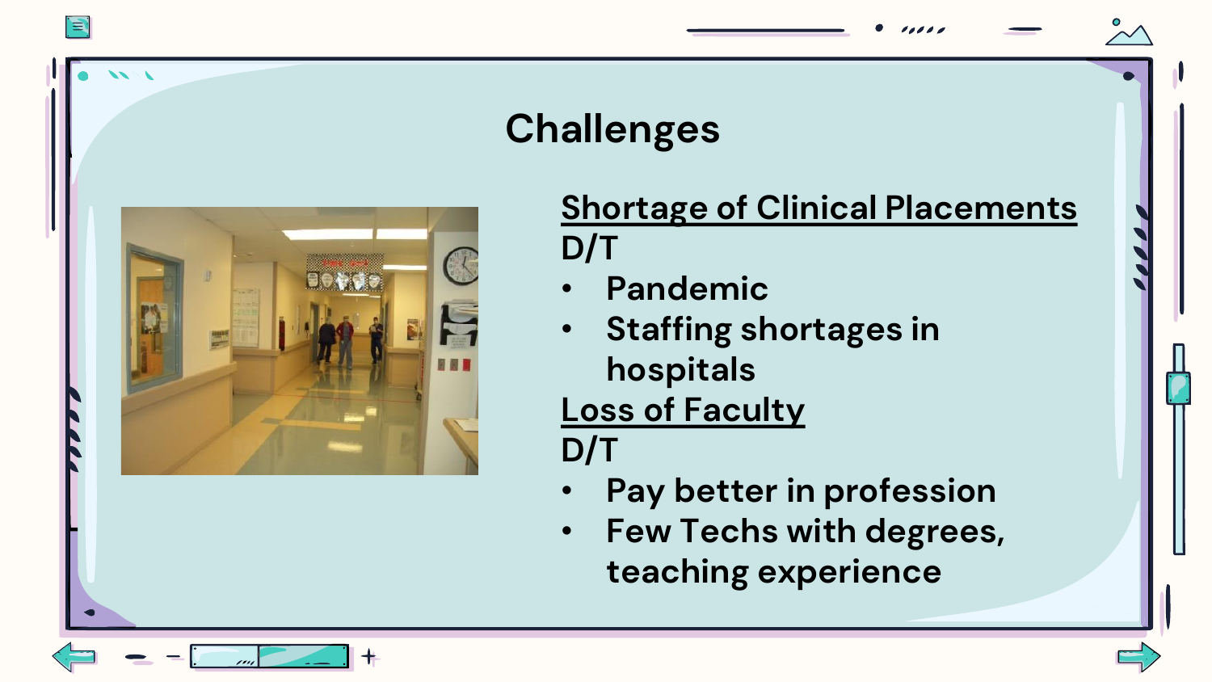# Challenges

<u>Shortage of Clinical Placements</u>

D/T

- Pandemic
- Staffing shortages in hospitals

<u>Loss of Faculty</u>

D/T

- Pay better in profession
- Few Techs with degrees, teaching experience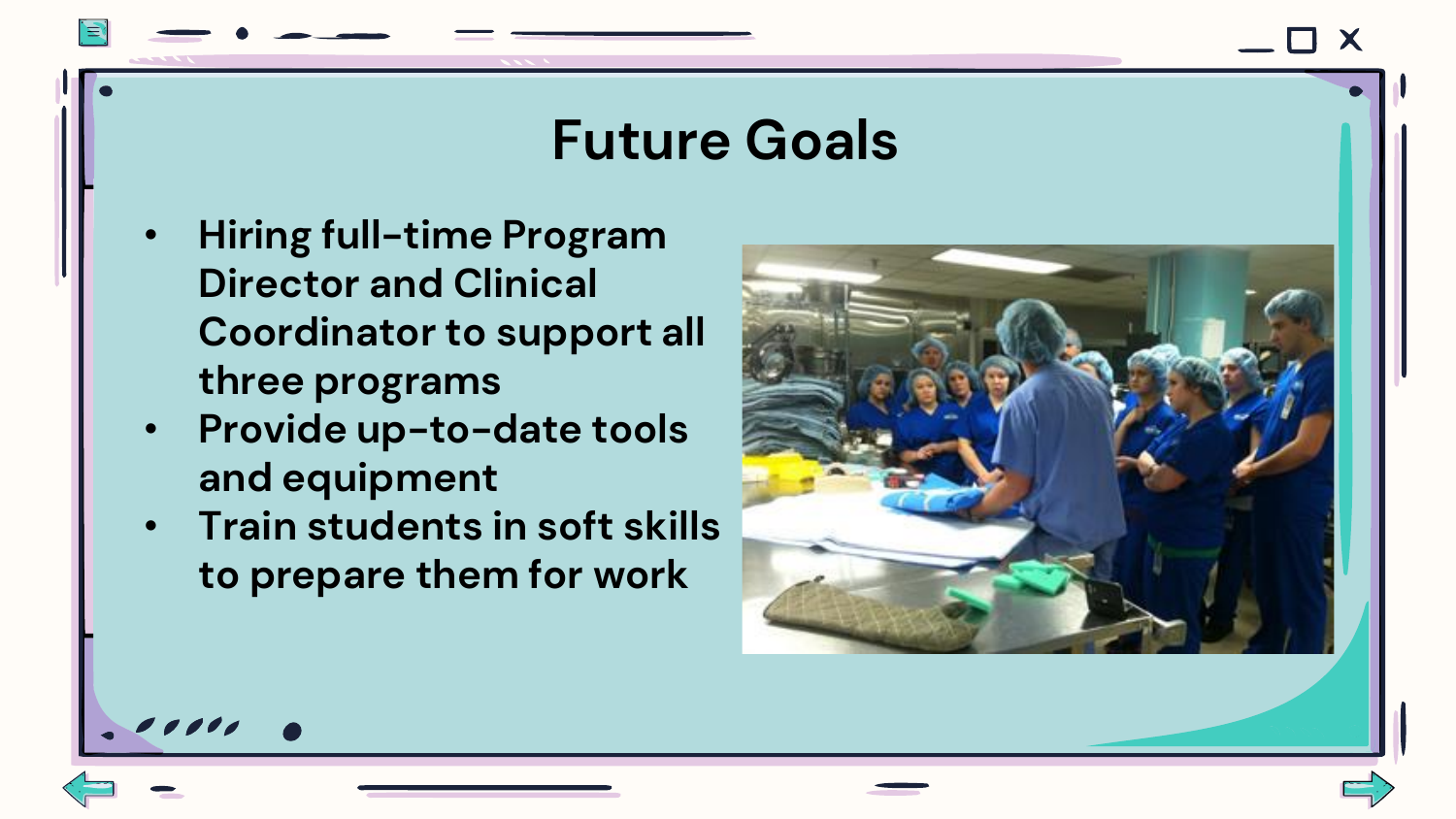# Future Goals

- Hiring full-time Program Director and Clinical Coordinator to support all three programs
- Provide up-to-date tools and equipment
- Train students in soft skills to prepare them for work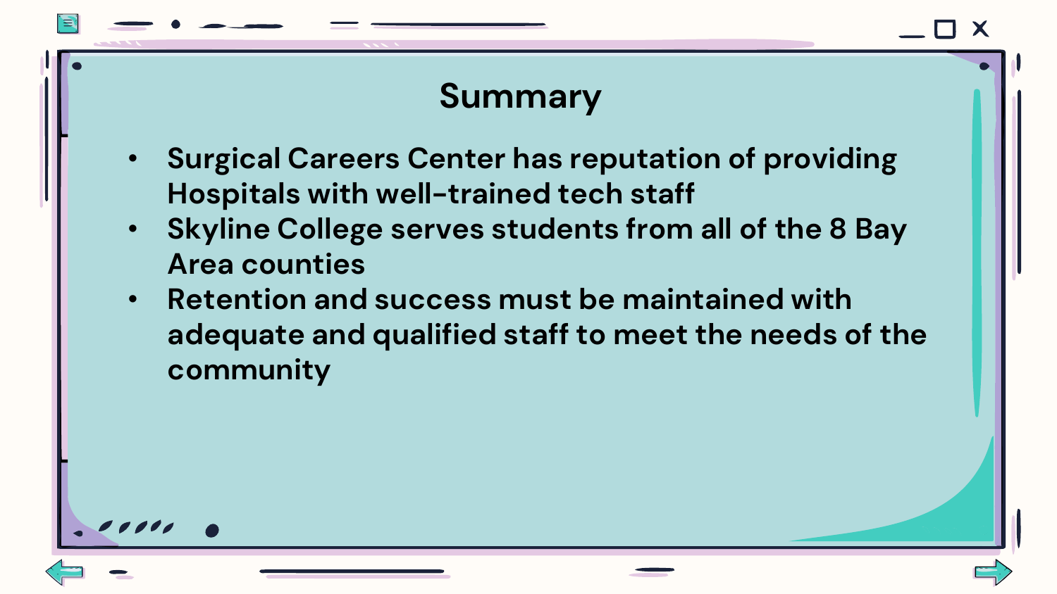# Summary

- Surgical Careers Center has reputation of providing Hospitals with well-trained tech staff
- Skyline College serves students from all of the 8 Bay Area counties
- Retention and success must be maintained with adequate and qualified staff to meet the needs of the community